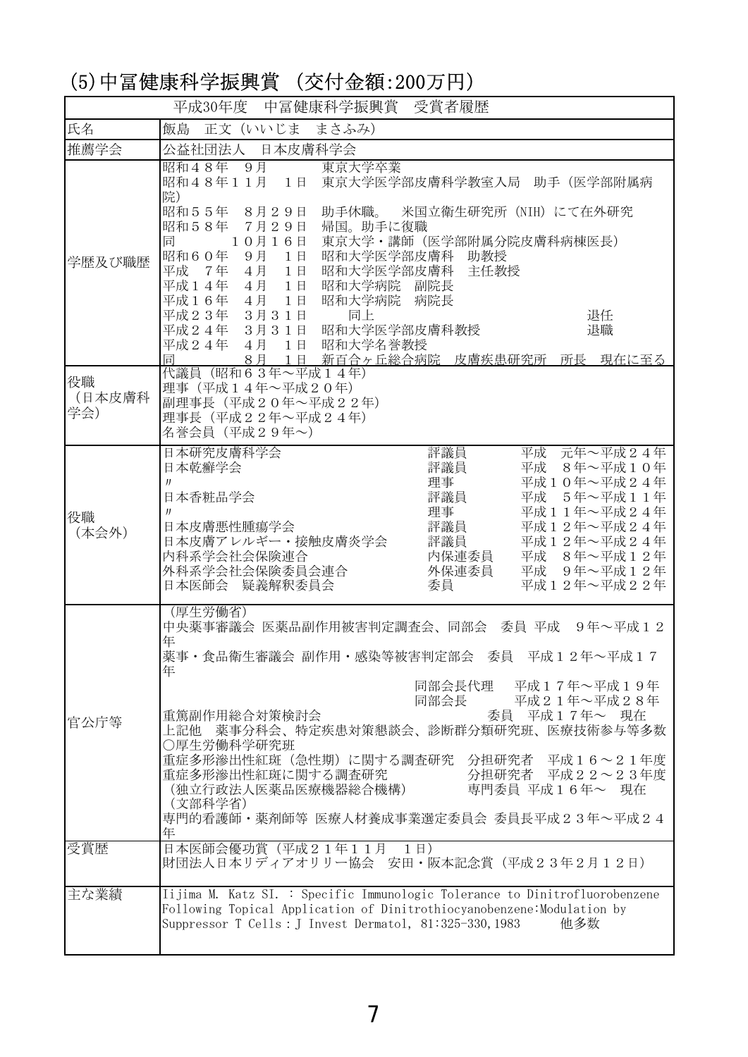## (5)中冨健康科学振興賞 (交付金額:200万円)

| 平成30年度　中冨健康科学振興賞　受賞者履歴 | |
|---|---|
| 氏名 | 飯島　正文（いいじま　まさふみ） |
| 推薦学会 | 公益社団法人　日本皮膚科学会 |
| 学歴及び職歴 | 昭和４８年　９月　　　東京大学卒業<br>昭和４８年１１月　１日　東京大学医学部皮膚科学教室入局　助手（医学部附属病院）<br>昭和５５年　８月２９日　助手休職。　米国立衛生研究所（NIH）にて在外研究<br>昭和５８年　７月２９日　帰国。助手に復職<br>同　　　　１０月１６日　東京大学・講師（医学部附属分院皮膚科病棟医長）<br>昭和６０年　９月　１日　昭和大学医学部皮膚科　助教授<br>平成　７年　４月　１日　昭和大学医学部皮膚科　主任教授<br>平成１４年　４月　１日　昭和大学病院　副院長<br>平成１６年　４月　１日　昭和大学病院　病院長<br>平成２３年　３月３１日　　同上　　　　　　　　　　退任<br>平成２４年　３月３１日　昭和大学医学部皮膚科教授　　　退職<br>平成２４年　４月　１日　昭和大学名誉教授<br>同　　　　　８月　１日　新百合ヶ丘総合病院　皮膚疾患研究所　所長　現在に至る |
| 役職（日本皮膚科学会） | 代議員（昭和６３年～平成１４年）<br>理事（平成１４年～平成２０年）<br>副理事長（平成２０年～平成２２年）<br>理事長（平成２２年～平成２４年）<br>名誉会員（平成２９年～） |
| 役職（本会外） | 日本研究皮膚科学会　評議員　平成　元年～平成２４年<br>日本乾癬学会　評議員　平成　８年～平成１０年<br>〃　理事　平成１０年～平成２４年<br>日本香粧品学会　評議員　平成　５年～平成１１年<br>〃　理事　平成１１年～平成２４年<br>日本皮膚悪性腫瘍学会　評議員　平成１２年～平成２４年<br>日本皮膚アレルギー・接触皮膚炎学会　評議員　平成１２年～平成２４年<br>内科系学会社会保険連合　内保連委員　平成　８年～平成１２年<br>外科系学会社会保険委員会連合　外保連委員　平成　９年～平成１２年<br>日本医師会　疑義解釈委員会　委員　平成１２年～平成２２年 |
| 官公庁等 | （厚生労働省）<br>中央薬事審議会 医薬品副作用被害判定調査会、同部会　委員 平成　９年～平成１２年<br>薬事・食品衛生審議会 副作用・感染等被害判定部会　委員　平成１２年～平成１７年<br>同部会長代理　平成１７年～平成１９年<br>同部会長　平成２１年～平成２８年<br>重篤副作用総合対策検討会　委員　平成１７年～　現在<br>上記他　薬事分科会、特定疾患対策懇談会、診断群分類研究班、医療技術参与等多数<br>○厚生労働科学研究班<br>重症多形滲出性紅斑（急性期）に関する調査研究　分担研究者　平成１６～２１年度<br>重症多形滲出性紅斑に関する調査研究　分担研究者　平成２２～２３年度<br>（独立行政法人医薬品医療機器総合機構）　専門委員 平成１６年～　現在<br>（文部科学省）<br>専門的看護師・薬剤師等 医療人材養成事業選定委員会 委員長平成２３年～平成２４年 |
| 受賞歴 | 日本医師会優功賞（平成２１年１１月　１日）<br>財団法人日本リディアオリリー協会　安田・阪本記念賞（平成２３年２月１２日） |
| 主な業績 | Iijima M. Katz SI. : Specific Immunologic Tolerance to Dinitrofluorobenzene Following Topical Application of Dinitrothiocyanobenzene:Modulation by Suppressor T Cells : J Invest Dermatol, 81:325-330,1983　　他多数 |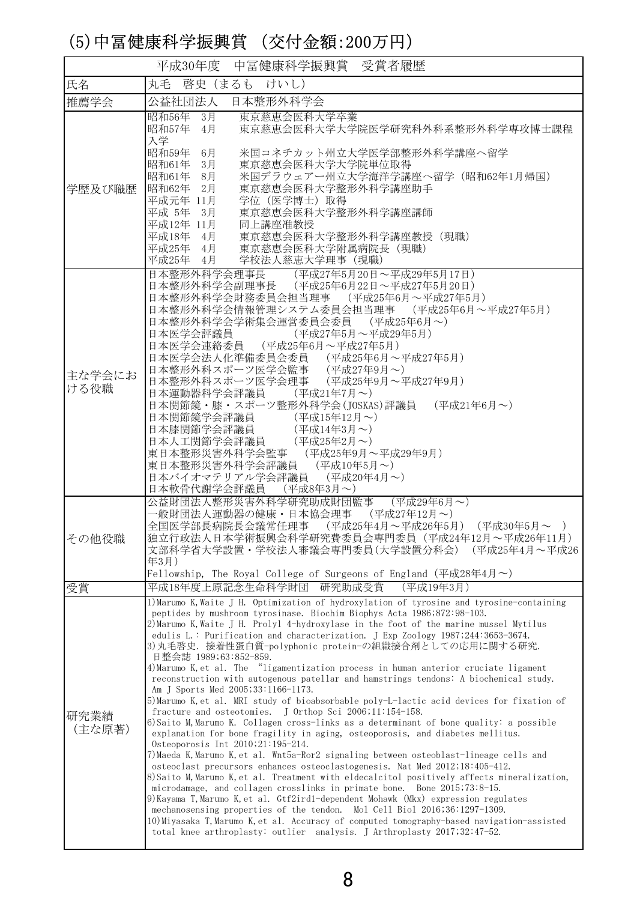## (5)中冨健康科学振興賞 (交付金額:200万円)

| 平成30年度 中冨健康科学振興賞 受賞者履歴 | |
|---|---|
| 氏名 | 丸毛 啓史(まるも けいし) |
| 推薦学会 | 公益社団法人 日本整形外科学会 |
| 学歴及び職歴 | 昭和56年 3月 東京慈恵会医科大学卒業<br>昭和57年 4月 東京慈恵会医科大学大学院医学研究科外科系整形外科学専攻博士課程入学<br>昭和59年 6月 米国コネチカット州立大学医学部整形外科学講座へ留学<br>昭和61年 3月 東京慈恵会医科大学大学院単位取得<br>昭和61年 8月 米国デラウェアー州立大学海洋学講座へ留学(昭和62年1月帰国)<br>昭和62年 2月 東京慈恵会医科大学整形外科学講座助手<br>平成元年 11月 学位(医学博士)取得<br>平成 5年 3月 東京慈恵会医科大学整形外科学講座講師<br>平成12年 11月 同上講座准教授<br>平成18年 4月 東京慈恵会医科大学整形外科学講座教授(現職)<br>平成25年 4月 東京慈恵会医科大学附属病院長(現職)<br>平成25年 4月 学校法人慈恵大学理事(現職) |
| 主な学会における役職 | 日本整形外科学会理事長 (平成27年5月20日～平成29年5月17日)<br>日本整形外科学会副理事長 (平成25年6月22日～平成27年5月20日)<br>日本整形外科学会財務委員会担当理事 (平成25年6月～平成27年5月)<br>日本整形外科学会情報管理システム委員会担当理事 (平成25年6月～平成27年5月)<br>日本整形外科学会学術集会運営委員会委員 (平成25年6月～)<br>日本医学会評議員 (平成27年5月～平成29年5月)<br>日本医学会連絡委員 (平成25年6月～平成27年5月)<br>日本医学会法人化準備委員会委員 (平成25年6月～平成27年5月)<br>日本整形外科スポーツ医学会監事 (平成27年9月～)<br>日本整形外科スポーツ医学会理事 (平成25年9月～平成27年9月)<br>日本運動器科学会評議員 (平成21年7月～)<br>日本関節鏡・膝・スポーツ整形外科学会(JOSKAS)評議員 (平成21年6月～)<br>日本関節鏡学会評議員 (平成15年12月～)<br>日本膝関節学会評議員 (平成14年3月～)<br>日本人工関節学会評議員 (平成25年2月～)<br>東日本整形災害外科学会監事 (平成25年9月～平成29年9月)<br>東日本整形災害外科学会評議員 (平成10年5月～)<br>日本バイオマテリアル学会評議員 (平成20年4月～)<br>日本軟骨代謝学会評議員 (平成8年3月～) |
| その他役職 | 公益財団法人整形災害外科学研究助成財団監事 (平成29年6月～)<br>一般財団法人運動器の健康・日本協会理事 (平成27年12月～)<br>全国医学部長病院長会議常任理事 (平成25年4月～平成26年5月) (平成30年5月～ )<br>独立行政法人日本学術振興会科学研究費委員会専門委員(平成24年12月～平成26年11月)<br>文部科学省大学設置・学校法人審議会専門委員(大学設置分科会) (平成25年4月～平成26年3月)<br>Fellowship, The Royal College of Surgeons of England(平成28年4月～) |
| 受賞 | 平成18年度上原記念生命科学財団 研究助成受賞 (平成19年3月) |
| 研究業績(主な原著) | 1)Marumo K, Waite J H. Optimization of hydroxylation of tyrosine and tyrosine-containing peptides by mushroom tyrosinase. Biochim Biophys Acta 1986;872:98-103.<br>2)Marumo K, Waite J H. Prolyl 4-hydroxylase in the foot of the marine mussel Mytilus edulis L.: Purification and characterization. J Exp Zoology 1987;244:3653-3674.<br>3)丸毛啓史. 接着性蛋白質-polyphonic protein-の組織接合剤としての応用に関する研究. 日整会誌 1989;63:852-859.<br>4)Marumo K, et al. The "ligamentization process in human anterior cruciate ligament reconstruction with autogenous patellar and hamstrings tendons: A biochemical study. Am J Sports Med 2005;33:1166-1173.<br>5)Marumo K, et al. MRI study of bioabsorbable poly-L-lactic acid devices for fixation of fracture and osteotomies. J Orthop Sci 2006;11:154-158.<br>6)Saito M, Marumo K. Collagen cross-links as a determinant of bone quality: a possible explanation for bone fragility in aging, osteoporosis, and diabetes mellitus. Osteoporosis Int 2010;21:195-214.<br>7)Maeda K, Marumo K, et al. Wnt5a-Ror2 signaling between osteoblast-lineage cells and osteoclast precursors enhances osteoclastogenesis. Nat Med 2012;18:405-412.<br>8)Saito M, Marumo K, et al. Treatment with eldecalcitol positively affects mineralization, microdamage, and collagen crosslinks in primate bone. Bone 2015;73:8-15.<br>9)Kayama T, Marumo K, et al. Gtf2ird1-dependent Mohawk (Mkx) expression regulates mechanosensing properties of the tendon. Mol Cell Biol 2016;36:1297-1309.<br>10)Miyasaka T, Marumo K, et al. Accuracy of computed tomography-based navigation-assisted total knee arthroplasty: outlier analysis. J Arthroplasty 2017;32:47-52. |